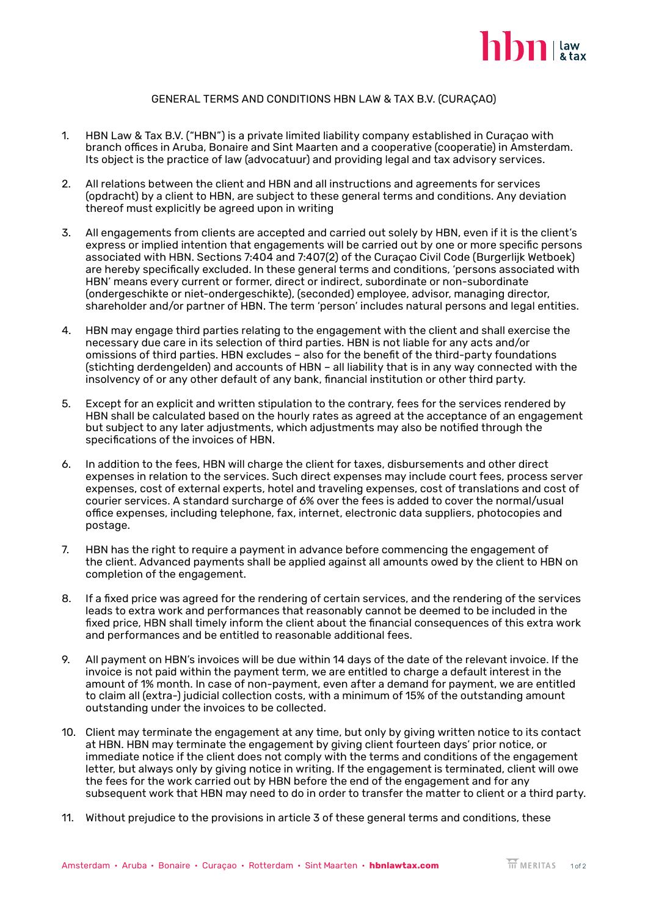# GENERAL TERMS AND CONDITIONS HBN LAW & TAX B.V. (CURAÇAO)

1. HBN Law & Tax B.V. ("HBN") is a private limited liability company established in Curaçao with branch offices in Aruba, Bonaire and Sint Maarten and a cooperative (cooperatie) in Amsterdam. Its object is the practice of law (advocatuur) and providing legal and tax advisory services.

2. All relations between the client and HBN and all instructions and agreements for services (opdracht) by a client to HBN, are subject to these general terms and conditions. Any deviation thereof must explicitly be agreed upon in writing

3. All engagements from clients are accepted and carried out solely by HBN, even if it is the client's express or implied intention that engagements will be carried out by one or more specific persons associated with HBN. Sections 7:404 and 7:407(2) of the Curaçao Civil Code (Burgerlijk Wetboek) are hereby specifically excluded. In these general terms and conditions, 'persons associated with HBN' means every current or former, direct or indirect, subordinate or non-subordinate (ondergeschikte or niet-ondergeschikte), (seconded) employee, advisor, managing director, shareholder and/or partner of HBN. The term 'person' includes natural persons and legal entities.

4. HBN may engage third parties relating to the engagement with the client and shall exercise the necessary due care in its selection of third parties. HBN is not liable for any acts and/or omissions of third parties. HBN excludes – also for the benefit of the third-party foundations (stichting derdengelden) and accounts of HBN – all liability that is in any way connected with the insolvency of or any other default of any bank, financial institution or other third party.

5. Except for an explicit and written stipulation to the contrary, fees for the services rendered by HBN shall be calculated based on the hourly rates as agreed at the acceptance of an engagement but subject to any later adjustments, which adjustments may also be notified through the specifications of the invoices of HBN.

6. In addition to the fees, HBN will charge the client for taxes, disbursements and other direct expenses in relation to the services. Such direct expenses may include court fees, process server expenses, cost of external experts, hotel and traveling expenses, cost of translations and cost of courier services. A standard surcharge of 6% over the fees is added to cover the normal/usual office expenses, including telephone, fax, internet, electronic data suppliers, photocopies and postage.

7. HBN has the right to require a payment in advance before commencing the engagement of the client. Advanced payments shall be applied against all amounts owed by the client to HBN on completion of the engagement.

8. If a fixed price was agreed for the rendering of certain services, and the rendering of the services leads to extra work and performances that reasonably cannot be deemed to be included in the fixed price, HBN shall timely inform the client about the financial consequences of this extra work and performances and be entitled to reasonable additional fees.

9. All payment on HBN's invoices will be due within 14 days of the date of the relevant invoice. If the invoice is not paid within the payment term, we are entitled to charge a default interest in the amount of 1% month. In case of non-payment, even after a demand for payment, we are entitled to claim all (extra-) judicial collection costs, with a minimum of 15% of the outstanding amount outstanding under the invoices to be collected.

10. Client may terminate the engagement at any time, but only by giving written notice to its contact at HBN. HBN may terminate the engagement by giving client fourteen days' prior notice, or immediate notice if the client does not comply with the terms and conditions of the engagement letter, but always only by giving notice in writing. If the engagement is terminated, client will owe the fees for the work carried out by HBN before the end of the engagement and for any subsequent work that HBN may need to do in order to transfer the matter to client or a third party.

11. Without prejudice to the provisions in article 3 of these general terms and conditions, these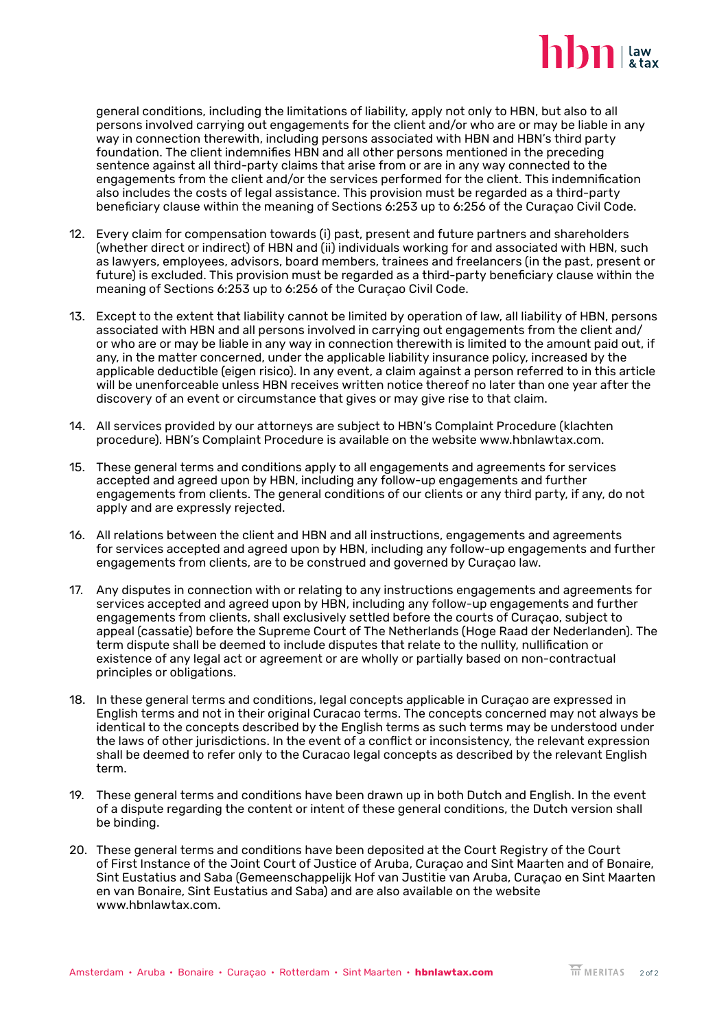general conditions, including the limitations of liability, apply not only to HBN, but also to all persons involved carrying out engagements for the client and/or who are or may be liable in any way in connection therewith, including persons associated with HBN and HBN's third party foundation. The client indemnifies HBN and all other persons mentioned in the preceding sentence against all third-party claims that arise from or are in any way connected to the engagements from the client and/or the services performed for the client. This indemnification also includes the costs of legal assistance. This provision must be regarded as a third-party beneficiary clause within the meaning of Sections 6:253 up to 6:256 of the Curaçao Civil Code.

12. Every claim for compensation towards (i) past, present and future partners and shareholders (whether direct or indirect) of HBN and (ii) individuals working for and associated with HBN, such as lawyers, employees, advisors, board members, trainees and freelancers (in the past, present or future) is excluded. This provision must be regarded as a third-party beneficiary clause within the meaning of Sections 6:253 up to 6:256 of the Curaçao Civil Code.

13. Except to the extent that liability cannot be limited by operation of law, all liability of HBN, persons associated with HBN and all persons involved in carrying out engagements from the client and/or who are or may be liable in any way in connection therewith is limited to the amount paid out, if any, in the matter concerned, under the applicable liability insurance policy, increased by the applicable deductible (eigen risico). In any event, a claim against a person referred to in this article will be unenforceable unless HBN receives written notice thereof no later than one year after the discovery of an event or circumstance that gives or may give rise to that claim.

14. All services provided by our attorneys are subject to HBN's Complaint Procedure (klachten procedure). HBN's Complaint Procedure is available on the website www.hbnlawtax.com.

15. These general terms and conditions apply to all engagements and agreements for services accepted and agreed upon by HBN, including any follow-up engagements and further engagements from clients. The general conditions of our clients or any third party, if any, do not apply and are expressly rejected.

16. All relations between the client and HBN and all instructions, engagements and agreements for services accepted and agreed upon by HBN, including any follow-up engagements and further engagements from clients, are to be construed and governed by Curaçao law.

17. Any disputes in connection with or relating to any instructions engagements and agreements for services accepted and agreed upon by HBN, including any follow-up engagements and further engagements from clients, shall exclusively settled before the courts of Curaçao, subject to appeal (cassatie) before the Supreme Court of The Netherlands (Hoge Raad der Nederlanden). The term dispute shall be deemed to include disputes that relate to the nullity, nullification or existence of any legal act or agreement or are wholly or partially based on non-contractual principles or obligations.

18. In these general terms and conditions, legal concepts applicable in Curaçao are expressed in English terms and not in their original Curacao terms. The concepts concerned may not always be identical to the concepts described by the English terms as such terms may be understood under the laws of other jurisdictions. In the event of a conflict or inconsistency, the relevant expression shall be deemed to refer only to the Curacao legal concepts as described by the relevant English term.

19. These general terms and conditions have been drawn up in both Dutch and English. In the event of a dispute regarding the content or intent of these general conditions, the Dutch version shall be binding.

20. These general terms and conditions have been deposited at the Court Registry of the Court of First Instance of the Joint Court of Justice of Aruba, Curaçao and Sint Maarten and of Bonaire, Sint Eustatius and Saba (Gemeenschappelijk Hof van Justitie van Aruba, Curaçao en Sint Maarten en van Bonaire, Sint Eustatius and Saba) and are also available on the website www.hbnlawtax.com.